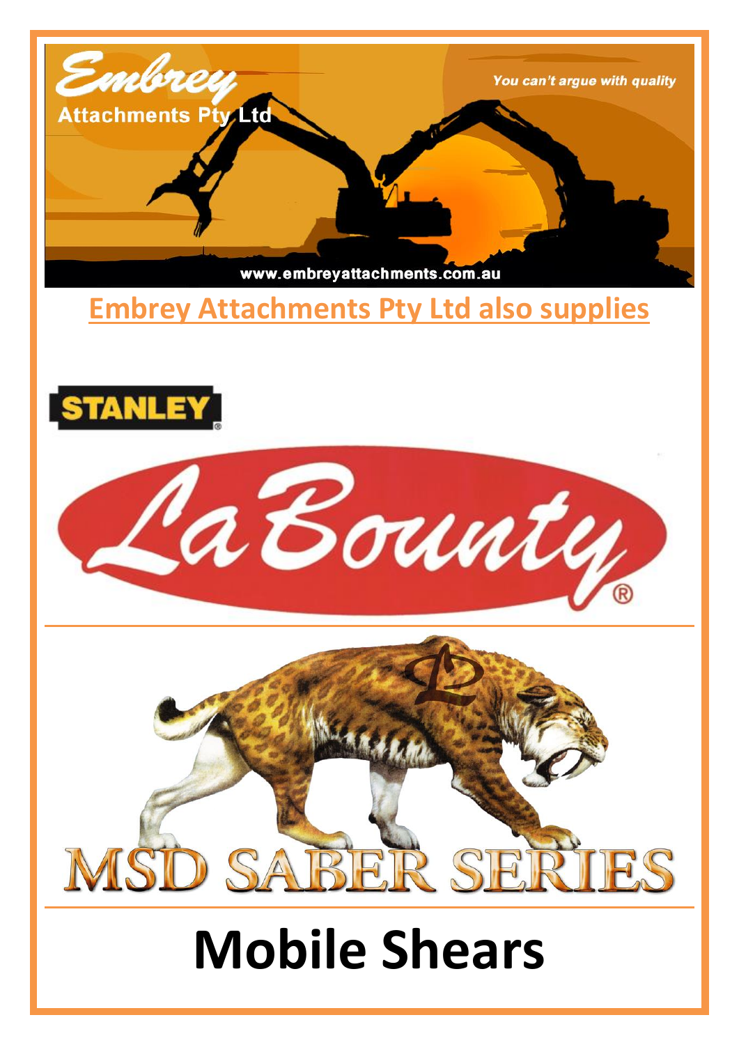Embrey Attachments Pty Ltd

*You can't argue with quality*

www.embreyattachments.com.au

## Embrey Attachments Pty Ltd also supplies

STANLEY

LaBounty

MSD SABER SERIES

# Mobile Shears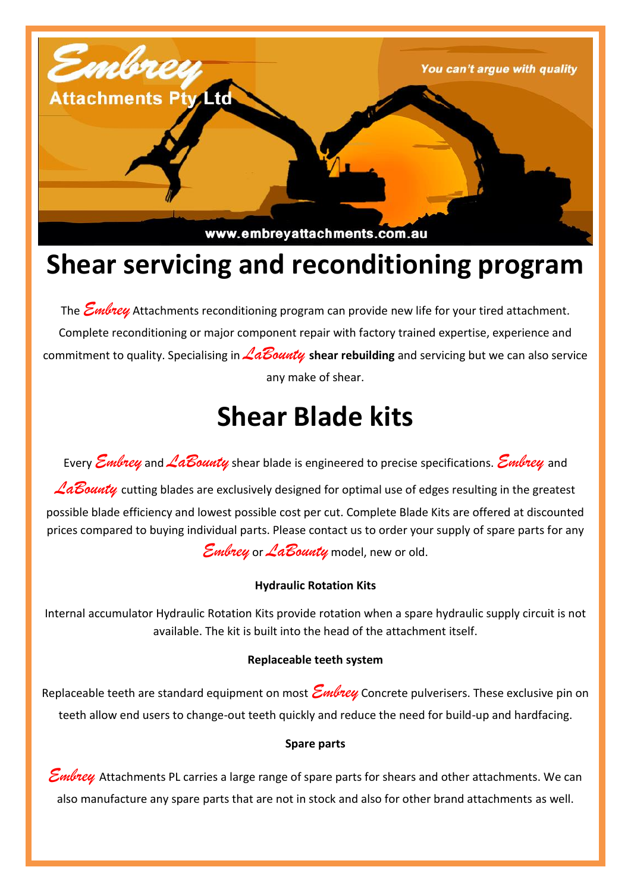Embrey Attachments Pty Ltd

You can't argue with quality

www.embreyattachments.com.au

# Shear servicing and reconditioning program

The *Embrey* Attachments reconditioning program can provide new life for your tired attachment. Complete reconditioning or major component repair with factory trained expertise, experience and commitment to quality. Specialising in *LaBounty* **shear rebuilding** and servicing but we can also service any make of shear.

# Shear Blade kits

Every *Embrey* and *LaBounty* shear blade is engineered to precise specifications. *Embrey* and *LaBounty* cutting blades are exclusively designed for optimal use of edges resulting in the greatest possible blade efficiency and lowest possible cost per cut. Complete Blade Kits are offered at discounted prices compared to buying individual parts. Please contact us to order your supply of spare parts for any *Embrey* or *LaBounty* model, new or old.

**Hydraulic Rotation Kits**

Internal accumulator Hydraulic Rotation Kits provide rotation when a spare hydraulic supply circuit is not available. The kit is built into the head of the attachment itself.

**Replaceable teeth system**

Replaceable teeth are standard equipment on most *Embrey* Concrete pulverisers. These exclusive pin on teeth allow end users to change-out teeth quickly and reduce the need for build-up and hardfacing.

**Spare parts**

*Embrey* Attachments PL carries a large range of spare parts for shears and other attachments. We can also manufacture any spare parts that are not in stock and also for other brand attachments as well.